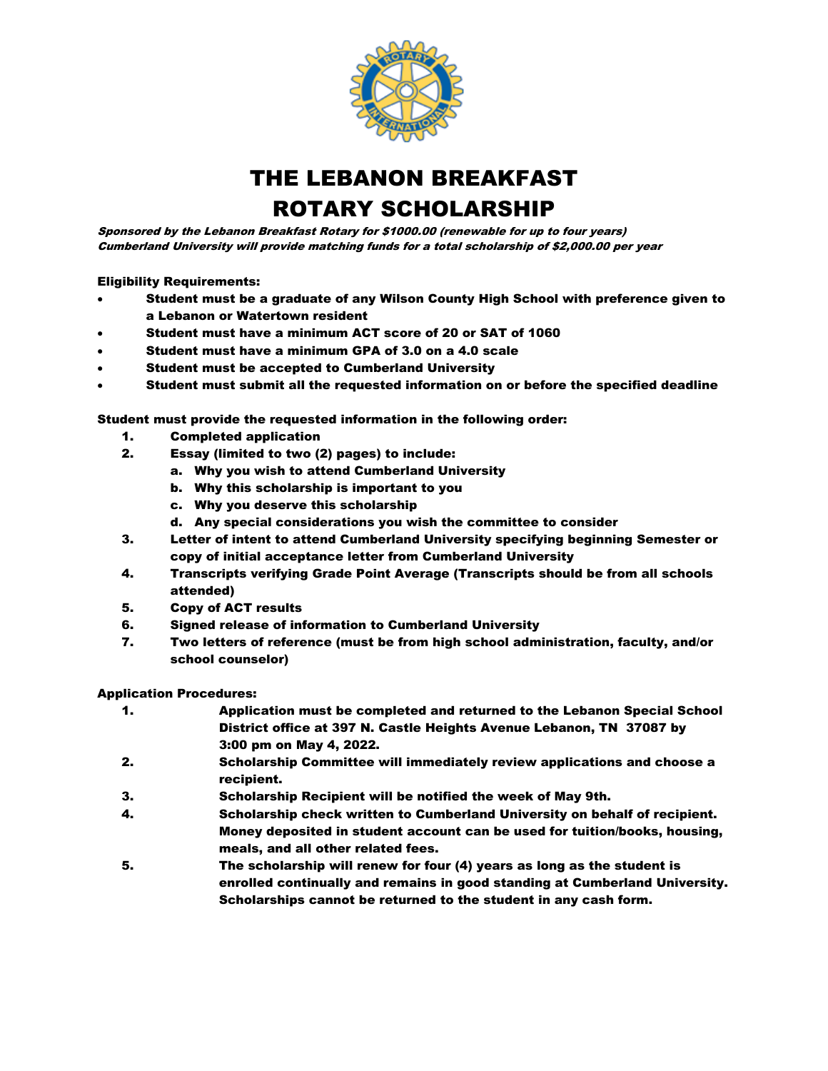# THE LEBANON BREAKFAST ROTARY SCHOLARSHIP

***Sponsored by the Lebanon Breakfast Rotary for $1000.00 (renewable for up to four years)***
***Cumberland University will provide matching funds for a total scholarship of $2,000.00 per year***

**Eligibility Requirements:**

- **Student must be a graduate of any Wilson County High School with preference given to a Lebanon or Watertown resident**
- **Student must have a minimum ACT score of 20 or SAT of 1060**
- **Student must have a minimum GPA of 3.0 on a 4.0 scale**
- **Student must be accepted to Cumberland University**
- **Student must submit all the requested information on or before the specified deadline**

**Student must provide the requested information in the following order:**

1. **Completed application**
2. **Essay (limited to two (2) pages) to include:**
   a. **Why you wish to attend Cumberland University**
   b. **Why this scholarship is important to you**
   c. **Why you deserve this scholarship**
   d. **Any special considerations you wish the committee to consider**
3. **Letter of intent to attend Cumberland University specifying beginning Semester or copy of initial acceptance letter from Cumberland University**
4. **Transcripts verifying Grade Point Average (Transcripts should be from all schools attended)**
5. **Copy of ACT results**
6. **Signed release of information to Cumberland University**
7. **Two letters of reference (must be from high school administration, faculty, and/or school counselor)**

**Application Procedures:**

1. **Application must be completed and returned to the Lebanon Special School District office at 397 N. Castle Heights Avenue Lebanon, TN 37087 by 3:00 pm on May 4, 2022.**
2. **Scholarship Committee will immediately review applications and choose a recipient.**
3. **Scholarship Recipient will be notified the week of May 9th.**
4. **Scholarship check written to Cumberland University on behalf of recipient. Money deposited in student account can be used for tuition/books, housing, meals, and all other related fees.**
5. **The scholarship will renew for four (4) years as long as the student is enrolled continually and remains in good standing at Cumberland University. Scholarships cannot be returned to the student in any cash form.**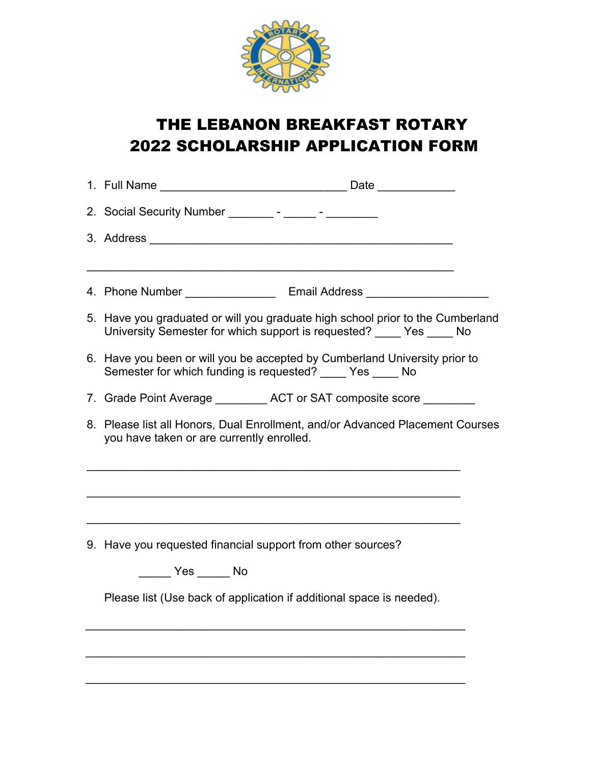# THE LEBANON BREAKFAST ROTARY
# 2022 SCHOLARSHIP APPLICATION FORM

1. Full Name ______________________________ Date ____________

2. Social Security Number _______ - _____ - ________

3. Address ________________________________________________

   ___________________________________________________________

4. Phone Number ______________ Email Address ___________________

5. Have you graduated or will you graduate high school prior to the Cumberland University Semester for which support is requested? ____ Yes ____ No

6. Have you been or will you be accepted by Cumberland University prior to Semester for which funding is requested? ____ Yes ____ No

7. Grade Point Average ________ ACT or SAT composite score ________

8. Please list all Honors, Dual Enrollment, and/or Advanced Placement Courses you have taken or are currently enrolled.

   ___________________________________________________________

   ___________________________________________________________

   ___________________________________________________________

9. Have you requested financial support from other sources?

   _____ Yes _____ No

   Please list (Use back of application if additional space is needed).

   ___________________________________________________________

   ___________________________________________________________

   ___________________________________________________________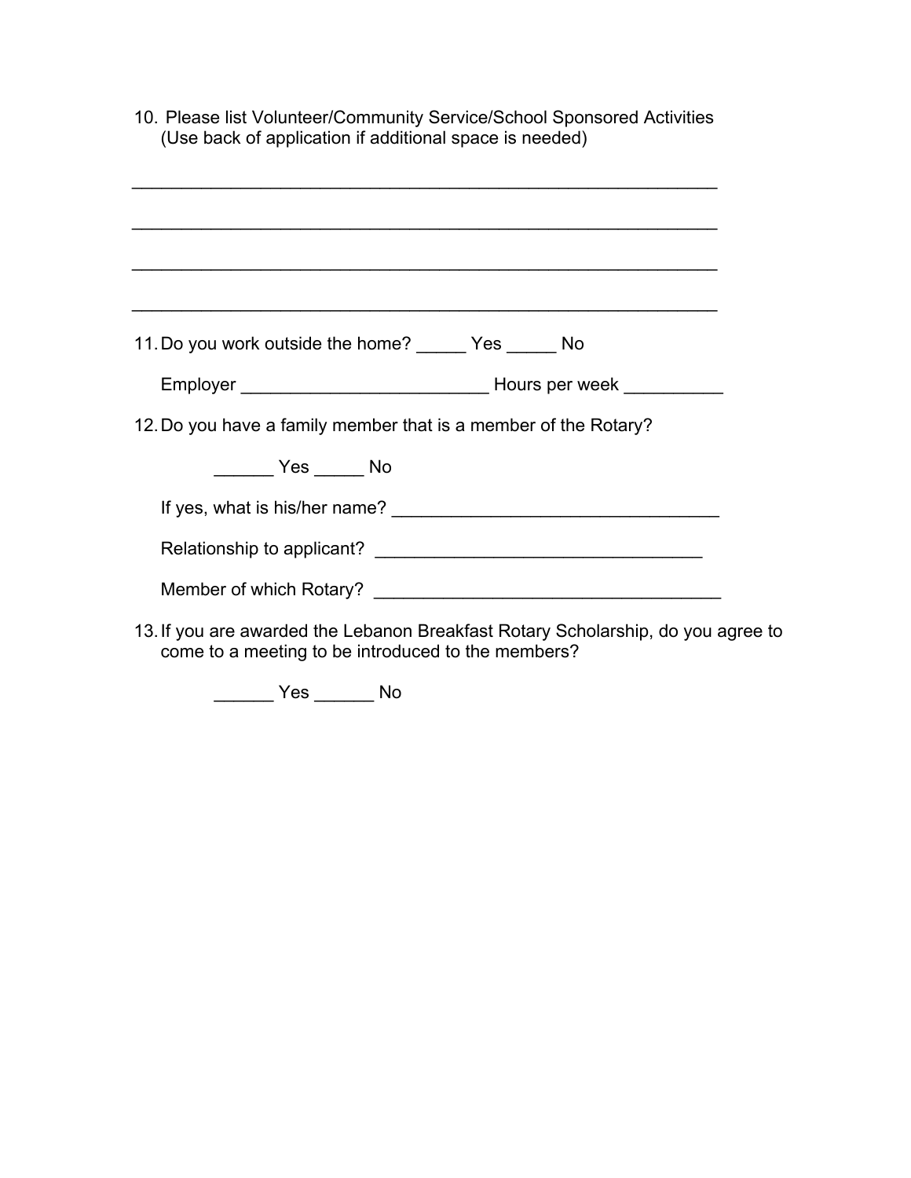10. Please list Volunteer/Community Service/School Sponsored Activities (Use back of application if additional space is needed)

_____________________________________________________________

_____________________________________________________________

_____________________________________________________________

_____________________________________________________________

11. Do you work outside the home? _____ Yes _____ No

    Employer ________________________ Hours per week __________

12. Do you have a family member that is a member of the Rotary?

    ______ Yes _____ No

    If yes, what is his/her name? ________________________________

    Relationship to applicant? ________________________________

    Member of which Rotary? __________________________________

13. If you are awarded the Lebanon Breakfast Rotary Scholarship, do you agree to come to a meeting to be introduced to the members?

    ______ Yes ______ No